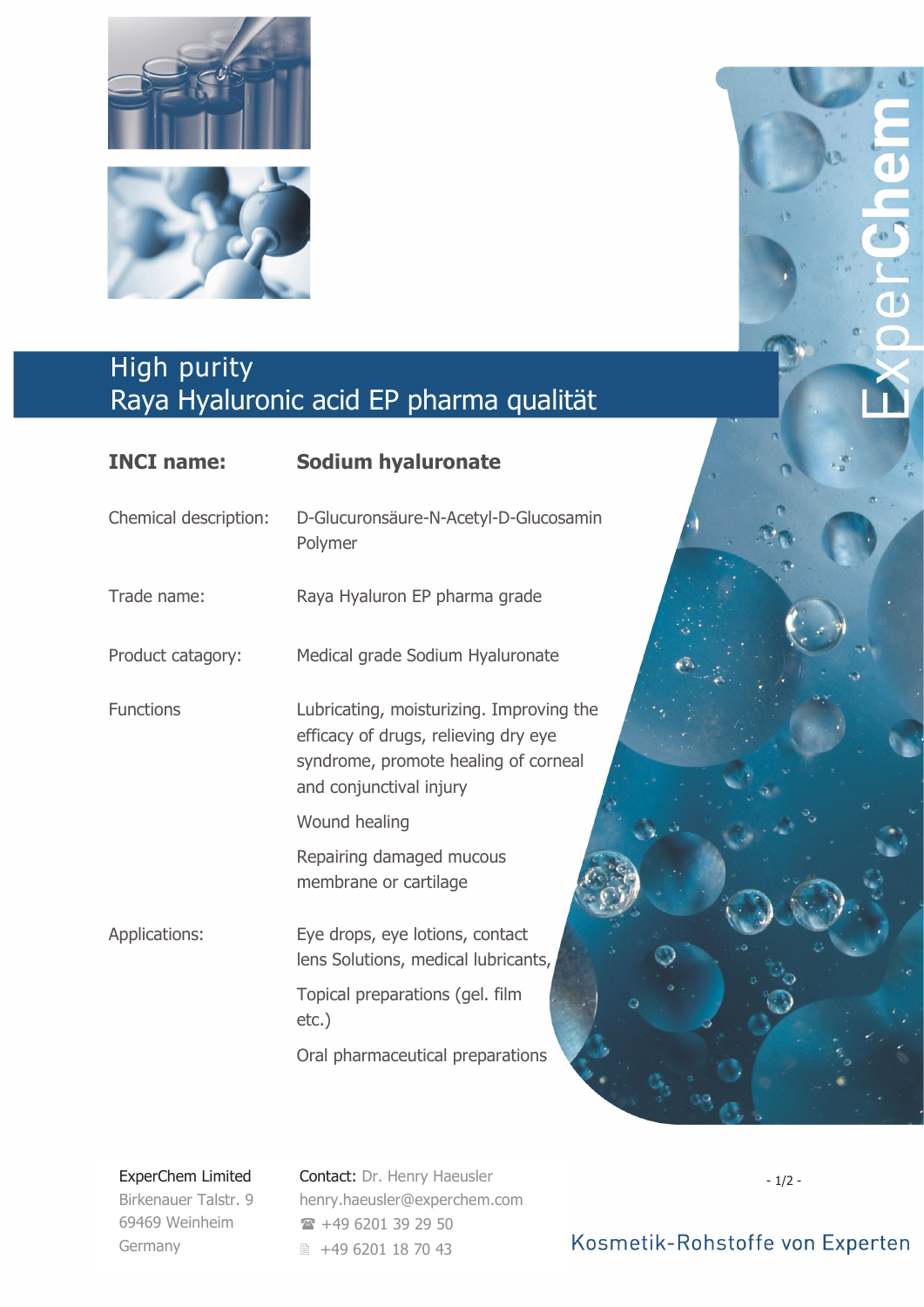# High purity
# Raya Hyaluronic acid EP pharma qualität

| | |
|---|---|
| **INCI name:** | **Sodium hyaluronate** |
| Chemical description: | D-Glucuronsäure-N-Acetyl-D-Glucosamin Polymer |
| Trade name: | Raya Hyaluron EP pharma grade |
| Product catagory: | Medical grade Sodium Hyaluronate |
| Functions | Lubricating, moisturizing. Improving the efficacy of drugs, relieving dry eye syndrome, promote healing of corneal and conjunctival injury<br>Wound healing<br>Repairing damaged mucous membrane or cartilage |
| Applications: | Eye drops, eye lotions, contact lens Solutions, medical lubricants,<br>Topical preparations (gel. film etc.)<br>Oral pharmaceutical preparations |

ExperChem Limited
Birkenauer Talstr. 9
69469 Weinheim
Germany

Contact: Dr. Henry Haeusler
henry.haeusler@experchem.com
☎ +49 6201 39 29 50
🖷 +49 6201 18 70 43

Kosmetik-Rohstoffe von Experten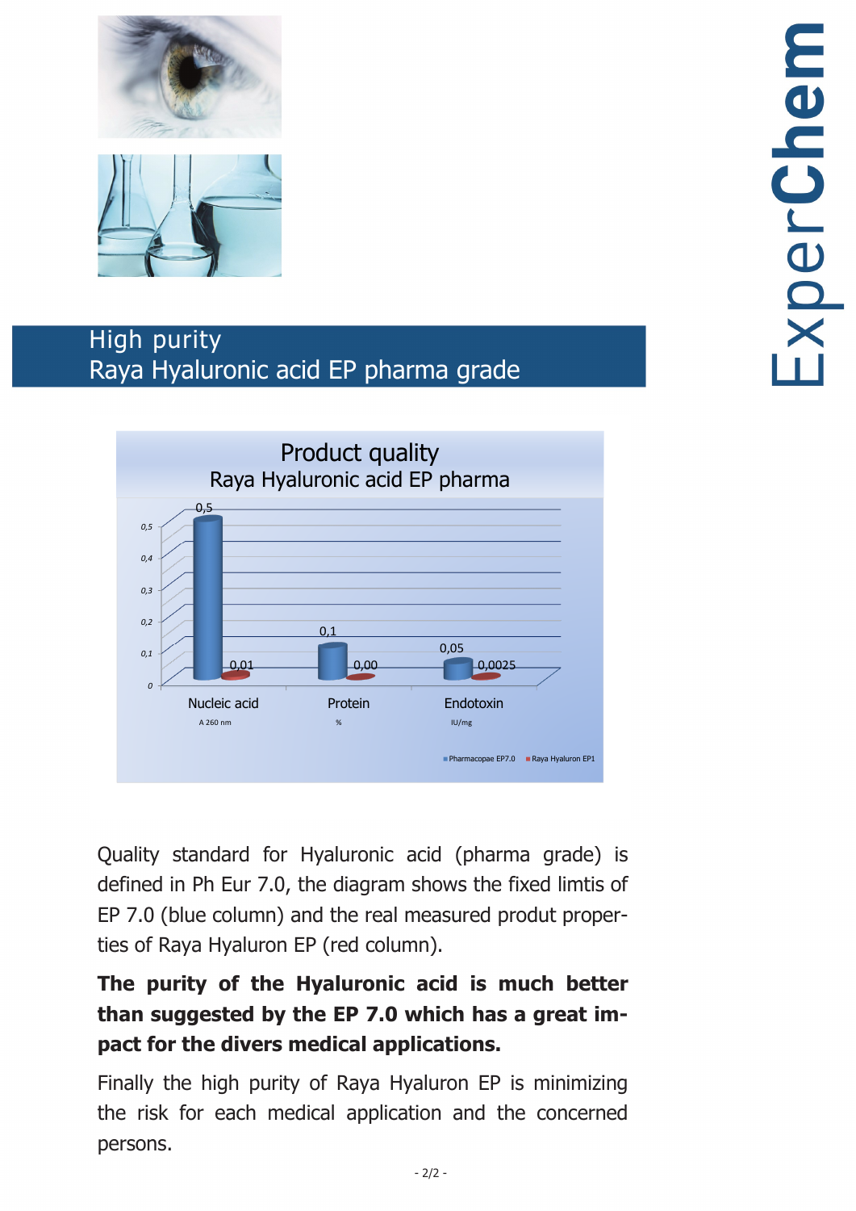## High purity
## Raya Hyaluronic acid EP pharma grade

Product quality
Raya Hyaluronic acid EP pharma

0,5
0,1
0,05
0,01
0,00
0,0025

0,5
0,4
0,3
0,2
0,1
0

Nucleic acid
A 260 nm
Protein
%
Endotoxin
IU/mg

Pharmacopae EP7.0
Raya Hyaluron EP1

Quality standard for Hyaluronic acid (pharma grade) is defined in Ph Eur 7.0, the diagram shows the fixed limtis of EP 7.0 (blue column) and the real measured produt properties of Raya Hyaluron EP (red column).

**The purity of the Hyaluronic acid is much better than suggested by the EP 7.0 which has a great impact for the divers medical applications.**

Finally the high purity of Raya Hyaluron EP is minimizing the risk for each medical application and the concerned persons.

ExperChem